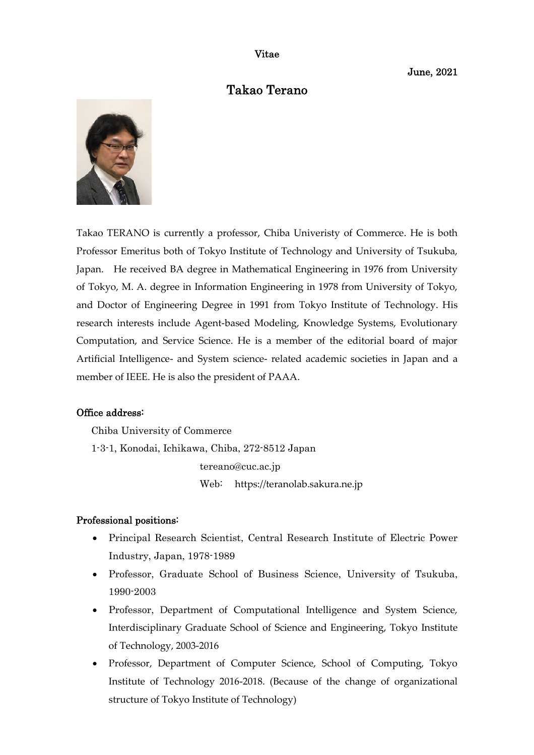Vitae

June, 2021

# Takao Terano

Takao TERANO is currently a professor, Chiba Univeristy of Commerce. He is both Professor Emeritus both of Tokyo Institute of Technology and University of Tsukuba, Japan. He received BA degree in Mathematical Engineering in 1976 from University of Tokyo, M. A. degree in Information Engineering in 1978 from University of Tokyo, and Doctor of Engineering Degree in 1991 from Tokyo Institute of Technology. His research interests include Agent-based Modeling, Knowledge Systems, Evolutionary Computation, and Service Science. He is a member of the editorial board of major Artificial Intelligence- and System science- related academic societies in Japan and a member of IEEE. He is also the president of PAAA.

## Office address:

Chiba University of Commerce
1-3-1, Konodai, Ichikawa, Chiba, 272-8512 Japan
tereano@cuc.ac.jp
Web: https://teranolab.sakura.ne.jp

## Professional positions:

- Principal Research Scientist, Central Research Institute of Electric Power Industry, Japan, 1978-1989
- Professor, Graduate School of Business Science, University of Tsukuba, 1990-2003
- Professor, Department of Computational Intelligence and System Science, Interdisciplinary Graduate School of Science and Engineering, Tokyo Institute of Technology, 2003-2016
- Professor, Department of Computer Science, School of Computing, Tokyo Institute of Technology 2016-2018. (Because of the change of organizational structure of Tokyo Institute of Technology)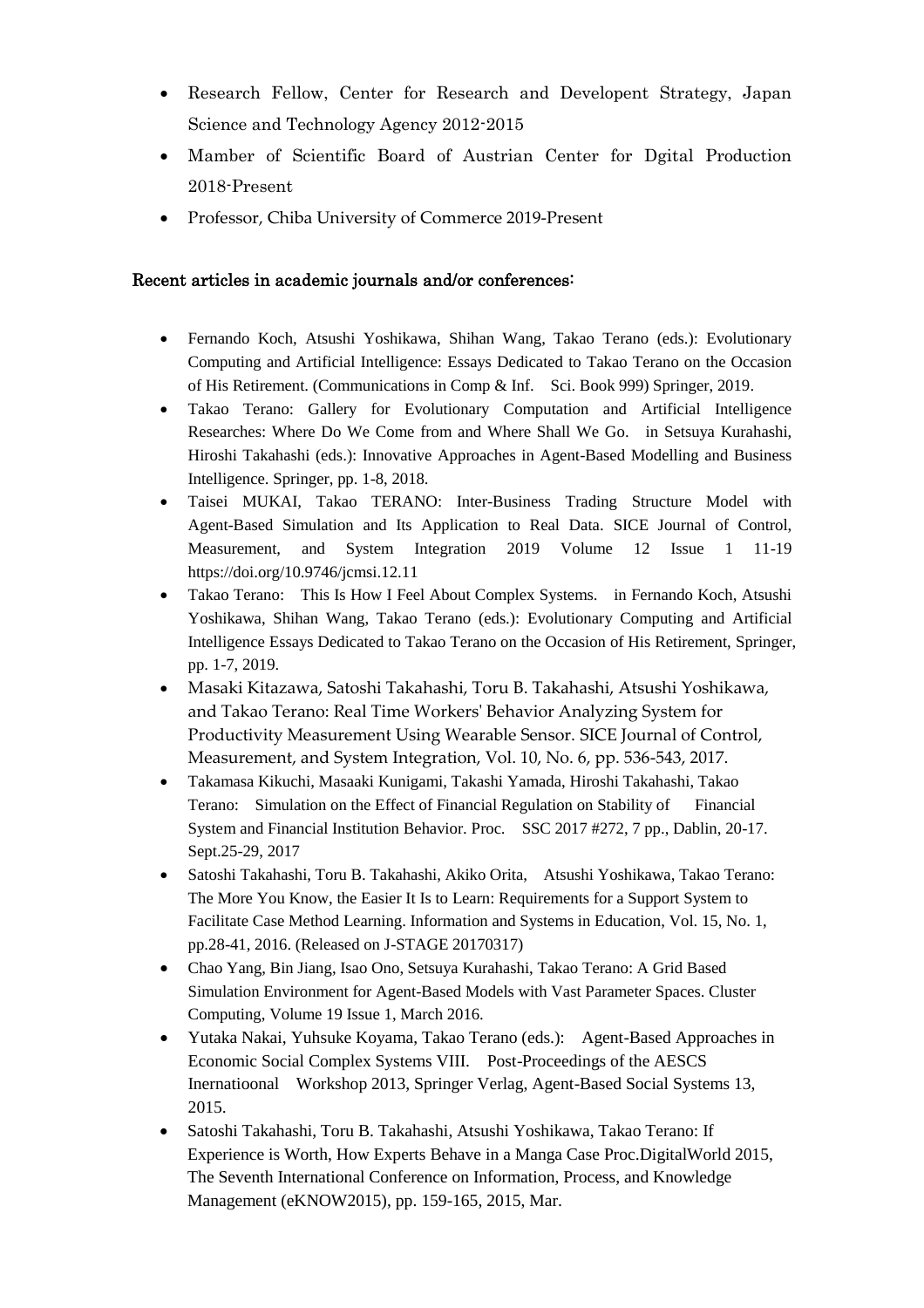- Research Fellow, Center for Research and Developent Strategy, Japan Science and Technology Agency 2012-2015
- Mamber of Scientific Board of Austrian Center for Dgital Production 2018-Present
- Professor, Chiba University of Commerce 2019-Present

## Recent articles in academic journals and/or conferences:

- Fernando Koch, Atsushi Yoshikawa, Shihan Wang, Takao Terano (eds.): Evolutionary Computing and Artificial Intelligence: Essays Dedicated to Takao Terano on the Occasion of His Retirement. (Communications in Comp & Inf. Sci. Book 999) Springer, 2019.
- Takao Terano: Gallery for Evolutionary Computation and Artificial Intelligence Researches: Where Do We Come from and Where Shall We Go. in Setsuya Kurahashi, Hiroshi Takahashi (eds.): Innovative Approaches in Agent-Based Modelling and Business Intelligence. Springer, pp. 1-8, 2018.
- Taisei MUKAI, Takao TERANO: Inter-Business Trading Structure Model with Agent-Based Simulation and Its Application to Real Data. SICE Journal of Control, Measurement, and System Integration 2019 Volume 12 Issue 1 11-19 https://doi.org/10.9746/jcmsi.12.11
- Takao Terano: This Is How I Feel About Complex Systems. in Fernando Koch, Atsushi Yoshikawa, Shihan Wang, Takao Terano (eds.): Evolutionary Computing and Artificial Intelligence Essays Dedicated to Takao Terano on the Occasion of His Retirement, Springer, pp. 1-7, 2019.
- Masaki Kitazawa, Satoshi Takahashi, Toru B. Takahashi, Atsushi Yoshikawa, and Takao Terano: Real Time Workers' Behavior Analyzing System for Productivity Measurement Using Wearable Sensor. SICE Journal of Control, Measurement, and System Integration, Vol. 10, No. 6, pp. 536-543, 2017.
- Takamasa Kikuchi, Masaaki Kunigami, Takashi Yamada, Hiroshi Takahashi, Takao Terano: Simulation on the Effect of Financial Regulation on Stability of Financial System and Financial Institution Behavior. Proc. SSC 2017 #272, 7 pp., Dablin, 20-17. Sept.25-29, 2017
- Satoshi Takahashi, Toru B. Takahashi, Akiko Orita, Atsushi Yoshikawa, Takao Terano: The More You Know, the Easier It Is to Learn: Requirements for a Support System to Facilitate Case Method Learning. Information and Systems in Education, Vol. 15, No. 1, pp.28-41, 2016. (Released on J-STAGE 20170317)
- Chao Yang, Bin Jiang, Isao Ono, Setsuya Kurahashi, Takao Terano: A Grid Based Simulation Environment for Agent-Based Models with Vast Parameter Spaces. Cluster Computing, Volume 19 Issue 1, March 2016.
- Yutaka Nakai, Yuhsuke Koyama, Takao Terano (eds.): Agent-Based Approaches in Economic Social Complex Systems VIII. Post-Proceedings of the AESCS Inernatioonal Workshop 2013, Springer Verlag, Agent-Based Social Systems 13, 2015.
- Satoshi Takahashi, Toru B. Takahashi, Atsushi Yoshikawa, Takao Terano: If Experience is Worth, How Experts Behave in a Manga Case Proc.DigitalWorld 2015, The Seventh International Conference on Information, Process, and Knowledge Management (eKNOW2015), pp. 159-165, 2015, Mar.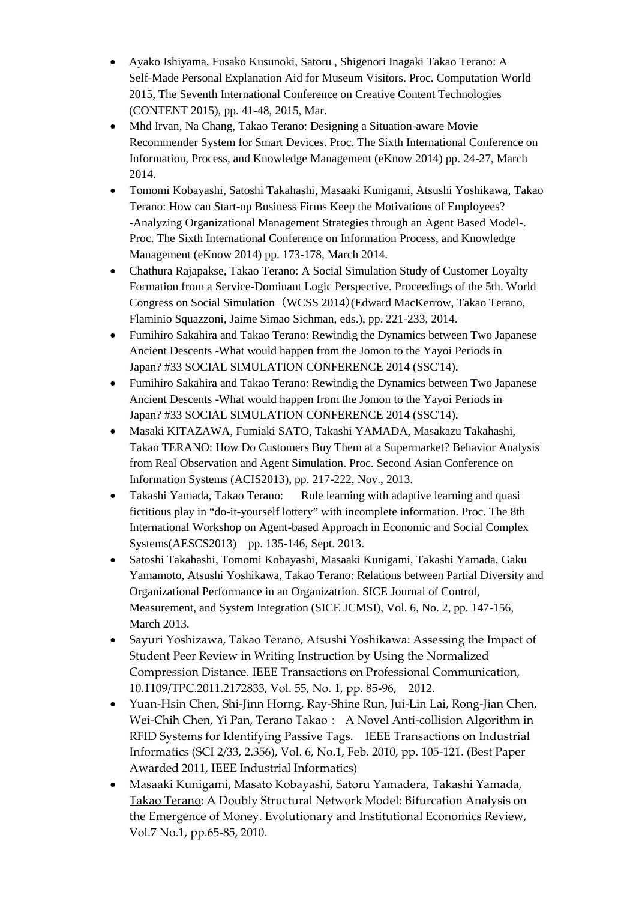- Ayako Ishiyama, Fusako Kusunoki, Satoru , Shigenori Inagaki Takao Terano: A Self-Made Personal Explanation Aid for Museum Visitors. Proc. Computation World 2015, The Seventh International Conference on Creative Content Technologies (CONTENT 2015), pp. 41-48, 2015, Mar.
- Mhd Irvan, Na Chang, Takao Terano: Designing a Situation-aware Movie Recommender System for Smart Devices. Proc. The Sixth International Conference on Information, Process, and Knowledge Management (eKnow 2014) pp. 24-27, March 2014.
- Tomomi Kobayashi, Satoshi Takahashi, Masaaki Kunigami, Atsushi Yoshikawa, Takao Terano: How can Start-up Business Firms Keep the Motivations of Employees? -Analyzing Organizational Management Strategies through an Agent Based Model-. Proc. The Sixth International Conference on Information Process, and Knowledge Management (eKnow 2014) pp. 173-178, March 2014.
- Chathura Rajapakse, Takao Terano: A Social Simulation Study of Customer Loyalty Formation from a Service-Dominant Logic Perspective. Proceedings of the 5th. World Congress on Social Simulation（WCSS 2014）(Edward MacKerrow, Takao Terano, Flaminio Squazzoni, Jaime Simao Sichman, eds.), pp. 221-233, 2014.
- Fumihiro Sakahira and Takao Terano: Rewindig the Dynamics between Two Japanese Ancient Descents -What would happen from the Jomon to the Yayoi Periods in Japan? #33 SOCIAL SIMULATION CONFERENCE 2014 (SSC'14).
- Fumihiro Sakahira and Takao Terano: Rewindig the Dynamics between Two Japanese Ancient Descents -What would happen from the Jomon to the Yayoi Periods in Japan? #33 SOCIAL SIMULATION CONFERENCE 2014 (SSC'14).
- Masaki KITAZAWA, Fumiaki SATO, Takashi YAMADA, Masakazu Takahashi, Takao TERANO: How Do Customers Buy Them at a Supermarket? Behavior Analysis from Real Observation and Agent Simulation. Proc. Second Asian Conference on Information Systems (ACIS2013), pp. 217-222, Nov., 2013.
- Takashi Yamada, Takao Terano: Rule learning with adaptive learning and quasi fictitious play in "do-it-yourself lottery" with incomplete information. Proc. The 8th International Workshop on Agent-based Approach in Economic and Social Complex Systems(AESCS2013) pp. 135-146, Sept. 2013.
- Satoshi Takahashi, Tomomi Kobayashi, Masaaki Kunigami, Takashi Yamada, Gaku Yamamoto, Atsushi Yoshikawa, Takao Terano: Relations between Partial Diversity and Organizational Performance in an Organizatrion. SICE Journal of Control, Measurement, and System Integration (SICE JCMSI), Vol. 6, No. 2, pp. 147-156, March 2013.
- Sayuri Yoshizawa, Takao Terano, Atsushi Yoshikawa: Assessing the Impact of Student Peer Review in Writing Instruction by Using the Normalized Compression Distance. IEEE Transactions on Professional Communication, 10.1109/TPC.2011.2172833, Vol. 55, No. 1, pp. 85-96, 2012.
- Yuan-Hsin Chen, Shi-Jinn Horng, Ray-Shine Run, Jui-Lin Lai, Rong-Jian Chen, Wei-Chih Chen, Yi Pan, Terano Takao： A Novel Anti-collision Algorithm in RFID Systems for Identifying Passive Tags. IEEE Transactions on Industrial Informatics (SCI 2/33, 2.356), Vol. 6, No.1, Feb. 2010, pp. 105-121. (Best Paper Awarded 2011, IEEE Industrial Informatics)
- Masaaki Kunigami, Masato Kobayashi, Satoru Yamadera, Takashi Yamada, Takao Terano: A Doubly Structural Network Model: Bifurcation Analysis on the Emergence of Money. Evolutionary and Institutional Economics Review, Vol.7 No.1, pp.65-85, 2010.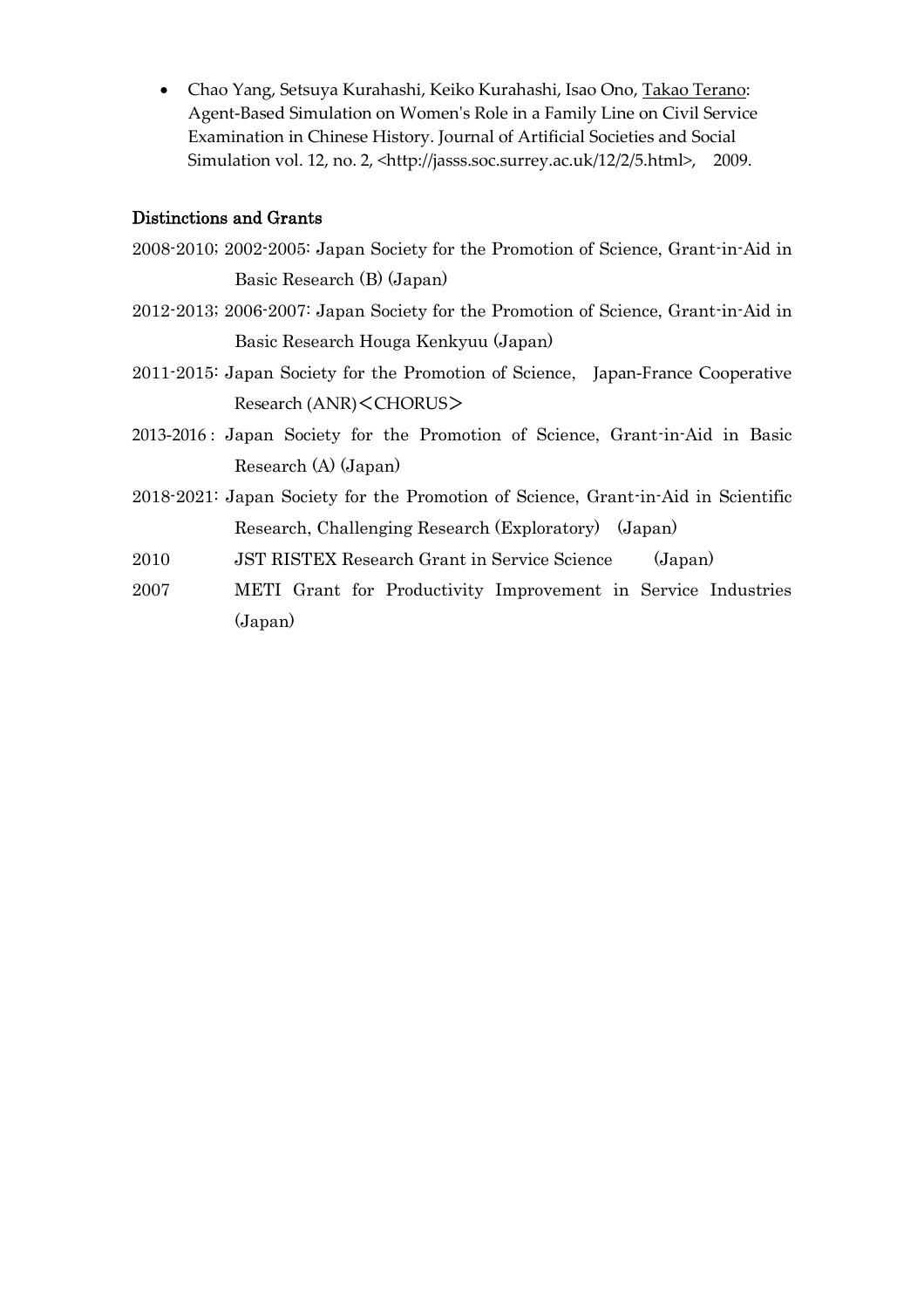- Chao Yang, Setsuya Kurahashi, Keiko Kurahashi, Isao Ono, Takao Terano: Agent-Based Simulation on Women's Role in a Family Line on Civil Service Examination in Chinese History. Journal of Artificial Societies and Social Simulation vol. 12, no. 2, <http://jasss.soc.surrey.ac.uk/12/2/5.html>, 2009.

## Distinctions and Grants

2008-2010; 2002-2005: Japan Society for the Promotion of Science, Grant-in-Aid in Basic Research (B) (Japan)

2012-2013; 2006-2007: Japan Society for the Promotion of Science, Grant-in-Aid in Basic Research Houga Kenkyuu (Japan)

2011-2015: Japan Society for the Promotion of Science, Japan-France Cooperative Research (ANR)＜CHORUS＞

2013-2016 : Japan Society for the Promotion of Science, Grant-in-Aid in Basic Research (A) (Japan)

2018-2021: Japan Society for the Promotion of Science, Grant-in-Aid in Scientific Research, Challenging Research (Exploratory) (Japan)

2010 JST RISTEX Research Grant in Service Science (Japan)

2007 METI Grant for Productivity Improvement in Service Industries (Japan)